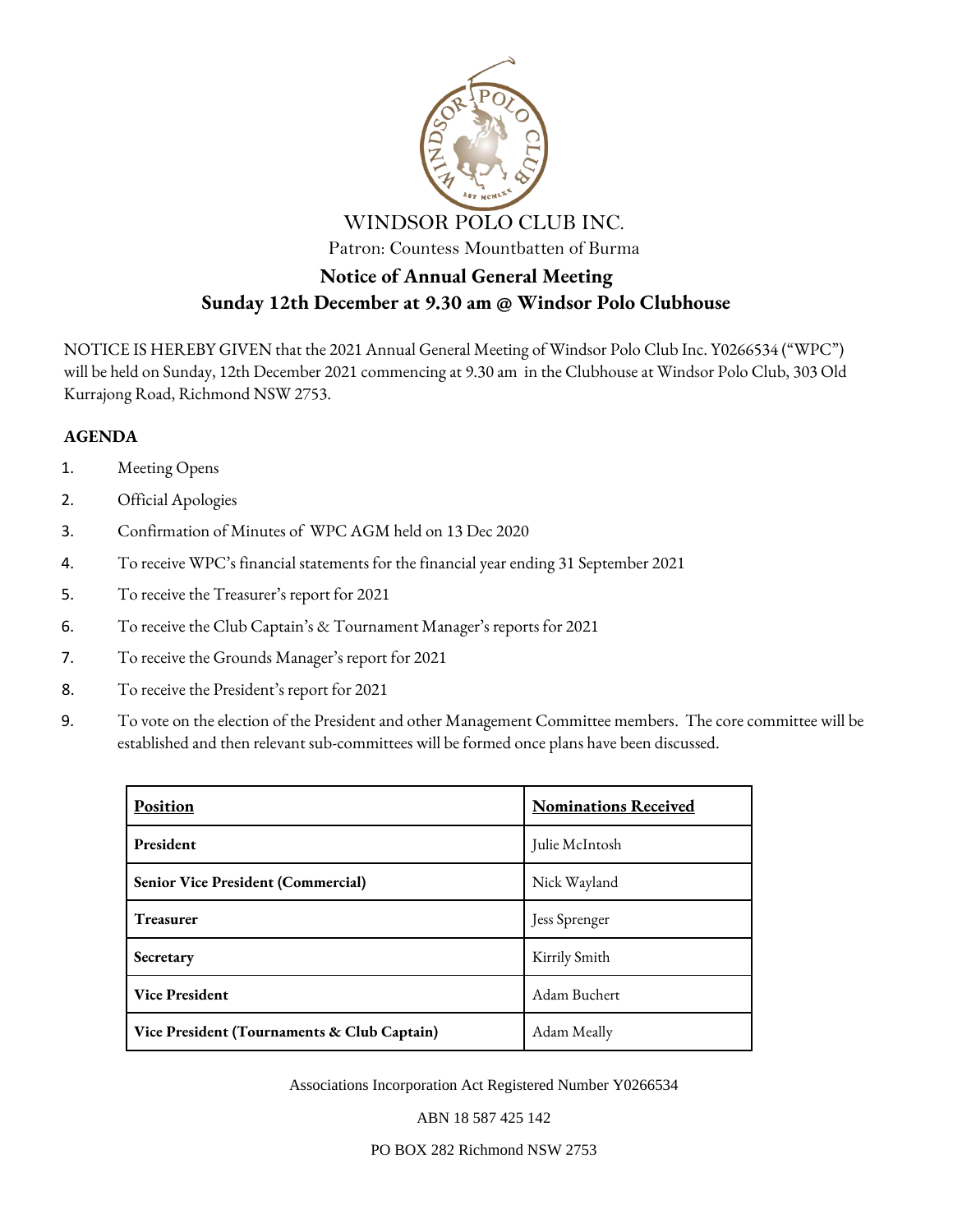WINDSOR POLO CLUB INC.

Patron: Countess Mountbatten of Burma

# Notice of Annual General Meeting
# Sunday 12th December at 9.30 am @ Windsor Polo Clubhouse

NOTICE IS HEREBY GIVEN that the 2021 Annual General Meeting of Windsor Polo Club Inc. Y0266534 ("WPC") will be held on Sunday, 12th December 2021 commencing at 9.30 am in the Clubhouse at Windsor Polo Club, 303 Old Kurrajong Road, Richmond NSW 2753.

**AGENDA**

1. Meeting Opens
2. Official Apologies
3. Confirmation of Minutes of WPC AGM held on 13 Dec 2020
4. To receive WPC's financial statements for the financial year ending 31 September 2021
5. To receive the Treasurer's report for 2021
6. To receive the Club Captain's & Tournament Manager's reports for 2021
7. To receive the Grounds Manager's report for 2021
8. To receive the President's report for 2021
9. To vote on the election of the President and other Management Committee members. The core committee will be established and then relevant sub-committees will be formed once plans have been discussed.

| **Position** | **Nominations Received** |
|---|---|
| **President** | Julie McIntosh |
| **Senior Vice President (Commercial)** | Nick Wayland |
| **Treasurer** | Jess Sprenger |
| **Secretary** | Kirrily Smith |
| **Vice President** | Adam Buchert |
| **Vice President (Tournaments & Club Captain)** | Adam Meally |

Associations Incorporation Act Registered Number Y0266534

ABN 18 587 425 142

PO BOX 282 Richmond NSW 2753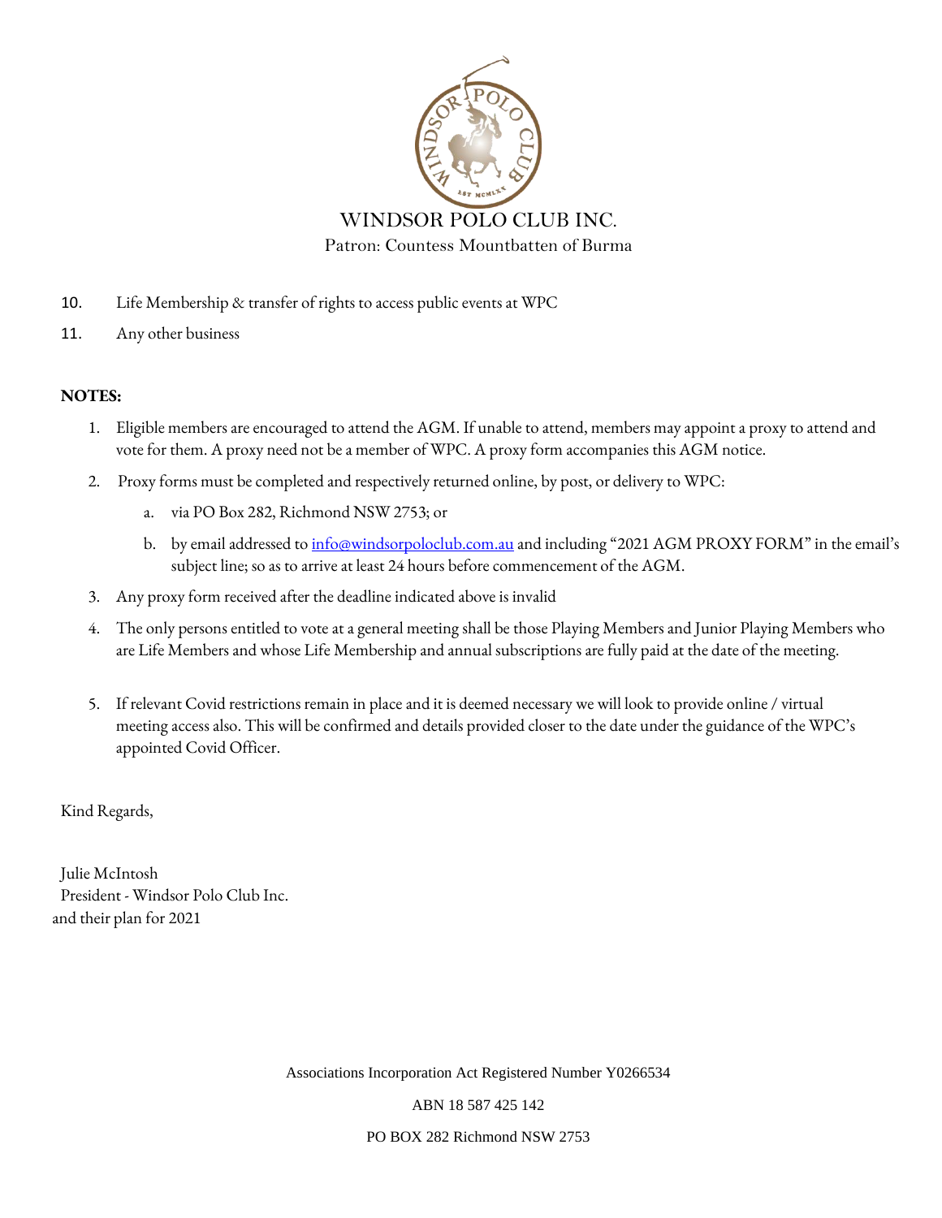WINDSOR POLO CLUB INC.

Patron: Countess Mountbatten of Burma

10. Life Membership & transfer of rights to access public events at WPC
11. Any other business

**NOTES:**

1. Eligible members are encouraged to attend the AGM. If unable to attend, members may appoint a proxy to attend and vote for them. A proxy need not be a member of WPC. A proxy form accompanies this AGM notice.
2. Proxy forms must be completed and respectively returned online, by post, or delivery to WPC:
   a. via PO Box 282, Richmond NSW 2753; or
   b. by email addressed to info@windsorpoloclub.com.au and including "2021 AGM PROXY FORM" in the email's subject line; so as to arrive at least 24 hours before commencement of the AGM.
3. Any proxy form received after the deadline indicated above is invalid
4. The only persons entitled to vote at a general meeting shall be those Playing Members and Junior Playing Members who are Life Members and whose Life Membership and annual subscriptions are fully paid at the date of the meeting.
5. If relevant Covid restrictions remain in place and it is deemed necessary we will look to provide online / virtual meeting access also. This will be confirmed and details provided closer to the date under the guidance of the WPC's appointed Covid Officer.

Kind Regards,

Julie McIntosh
President - Windsor Polo Club Inc.
and their plan for 2021

Associations Incorporation Act Registered Number Y0266534

ABN 18 587 425 142

PO BOX 282 Richmond NSW 2753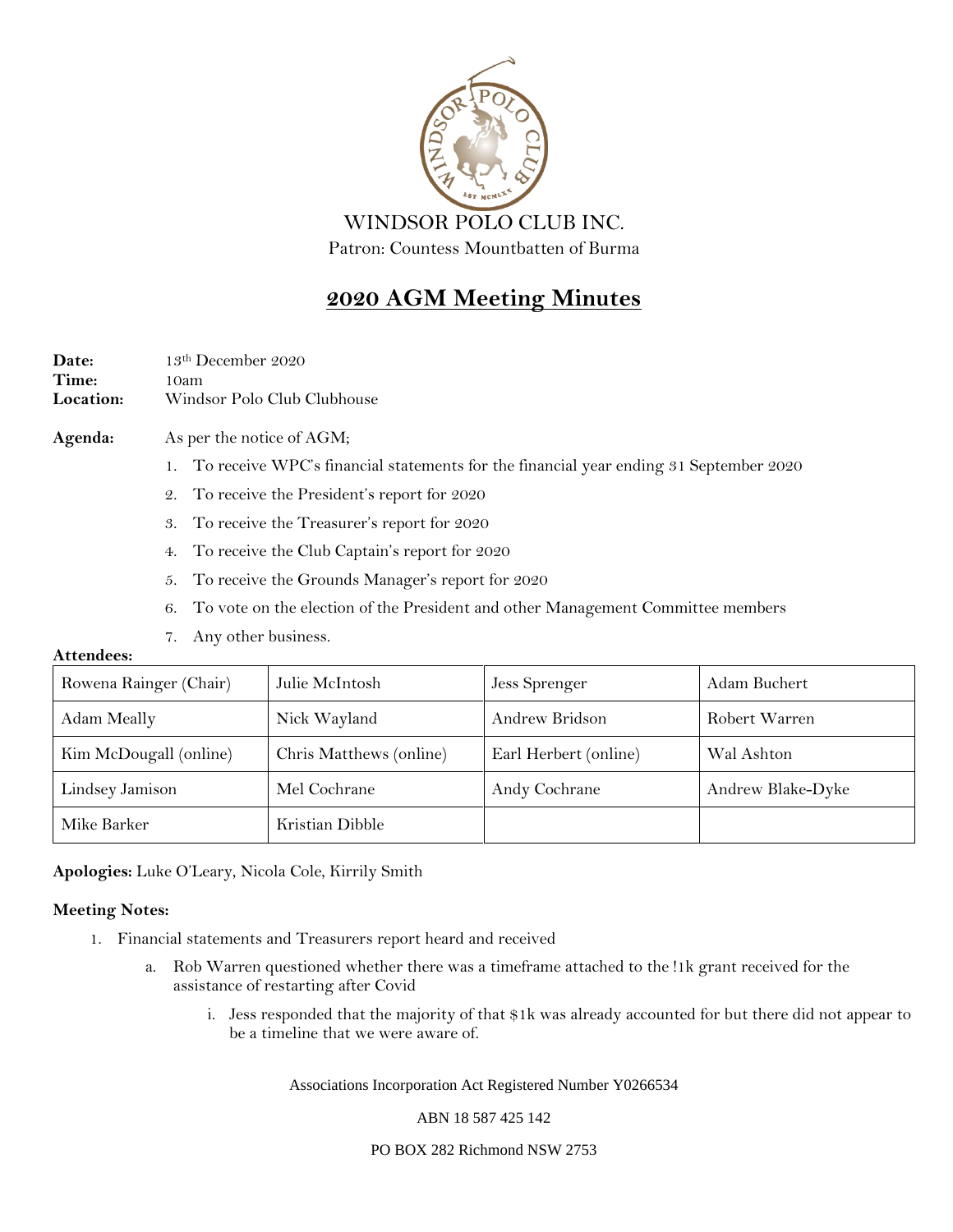WINDSOR POLO CLUB INC.

Patron: Countess Mountbatten of Burma

# 2020 AGM Meeting Minutes

**Date:** 13th December 2020
**Time:** 10am
**Location:** Windsor Polo Club Clubhouse

**Agenda:** As per the notice of AGM;

1. To receive WPC's financial statements for the financial year ending 31 September 2020
2. To receive the President's report for 2020
3. To receive the Treasurer's report for 2020
4. To receive the Club Captain's report for 2020
5. To receive the Grounds Manager's report for 2020
6. To vote on the election of the President and other Management Committee members
7. Any other business.

**Attendees:**

| | | | |
|---|---|---|---|
| Rowena Rainger (Chair) | Julie McIntosh | Jess Sprenger | Adam Buchert |
| Adam Meally | Nick Wayland | Andrew Bridson | Robert Warren |
| Kim McDougall (online) | Chris Matthews (online) | Earl Herbert (online) | Wal Ashton |
| Lindsey Jamison | Mel Cochrane | Andy Cochrane | Andrew Blake-Dyke |
| Mike Barker | Kristian Dibble | | |

**Apologies:** Luke O'Leary, Nicola Cole, Kirrily Smith

**Meeting Notes:**

1. Financial statements and Treasurers report heard and received
   a. Rob Warren questioned whether there was a timeframe attached to the !1k grant received for the assistance of restarting after Covid
      i. Jess responded that the majority of that $1k was already accounted for but there did not appear to be a timeline that we were aware of.

Associations Incorporation Act Registered Number Y0266534

ABN 18 587 425 142

PO BOX 282 Richmond NSW 2753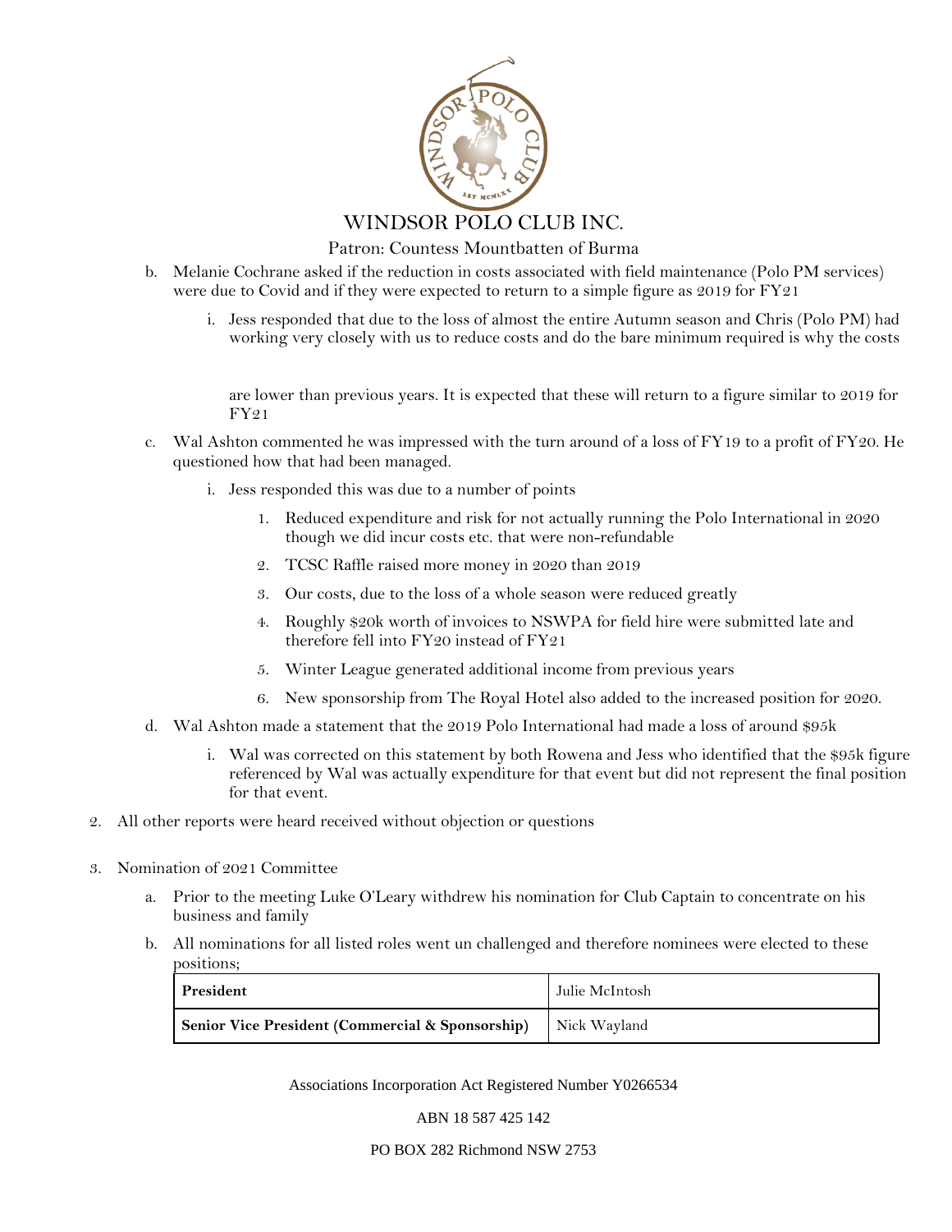b. Melanie Cochrane asked if the reduction in costs associated with field maintenance (Polo PM services) were due to Covid and if they were expected to return to a simple figure as 2019 for FY21

   i. Jess responded that due to the loss of almost the entire Autumn season and Chris (Polo PM) had working very closely with us to reduce costs and do the bare minimum required is why the costs are lower than previous years. It is expected that these will return to a figure similar to 2019 for FY21

c. Wal Ashton commented he was impressed with the turn around of a loss of FY19 to a profit of FY20. He questioned how that had been managed.

   i. Jess responded this was due to a number of points

      1. Reduced expenditure and risk for not actually running the Polo International in 2020 though we did incur costs etc. that were non-refundable
      2. TCSC Raffle raised more money in 2020 than 2019
      3. Our costs, due to the loss of a whole season were reduced greatly
      4. Roughly $20k worth of invoices to NSWPA for field hire were submitted late and therefore fell into FY20 instead of FY21
      5. Winter League generated additional income from previous years
      6. New sponsorship from The Royal Hotel also added to the increased position for 2020.

d. Wal Ashton made a statement that the 2019 Polo International had made a loss of around $95k

   i. Wal was corrected on this statement by both Rowena and Jess who identified that the $95k figure referenced by Wal was actually expenditure for that event but did not represent the final position for that event.

2. All other reports were heard received without objection or questions

3. Nomination of 2021 Committee

   a. Prior to the meeting Luke O'Leary withdrew his nomination for Club Captain to concentrate on his business and family

   b. All nominations for all listed roles went un challenged and therefore nominees were elected to these positions;

| **President** | Julie McIntosh |
|---|---|
| **Senior Vice President (Commercial & Sponsorship)** | Nick Wayland |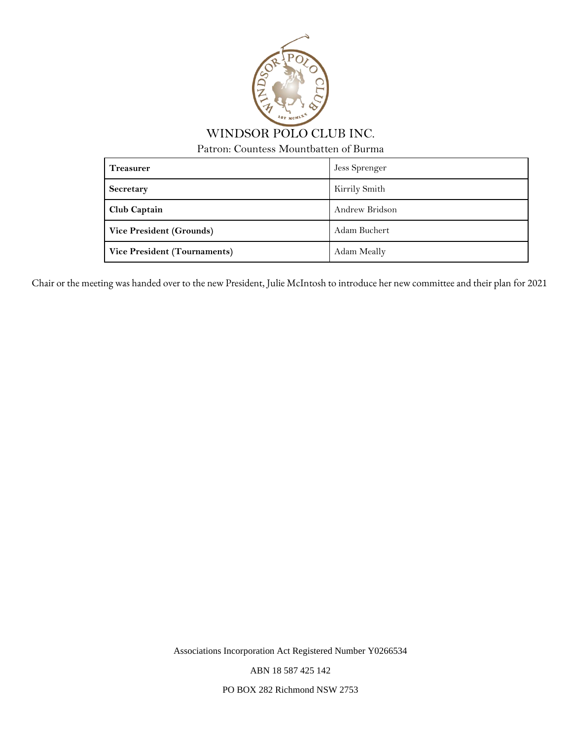WINDSOR POLO CLUB INC.

Patron: Countess Mountbatten of Burma

| **Treasurer** | Jess Sprenger |
|---|---|
| **Secretary** | Kirrily Smith |
| **Club Captain** | Andrew Bridson |
| **Vice President (Grounds)** | Adam Buchert |
| **Vice President (Tournaments)** | Adam Meally |

Chair or the meeting was handed over to the new President, Julie McIntosh to introduce her new committee and their plan for 2021

Associations Incorporation Act Registered Number Y0266534

ABN 18 587 425 142

PO BOX 282 Richmond NSW 2753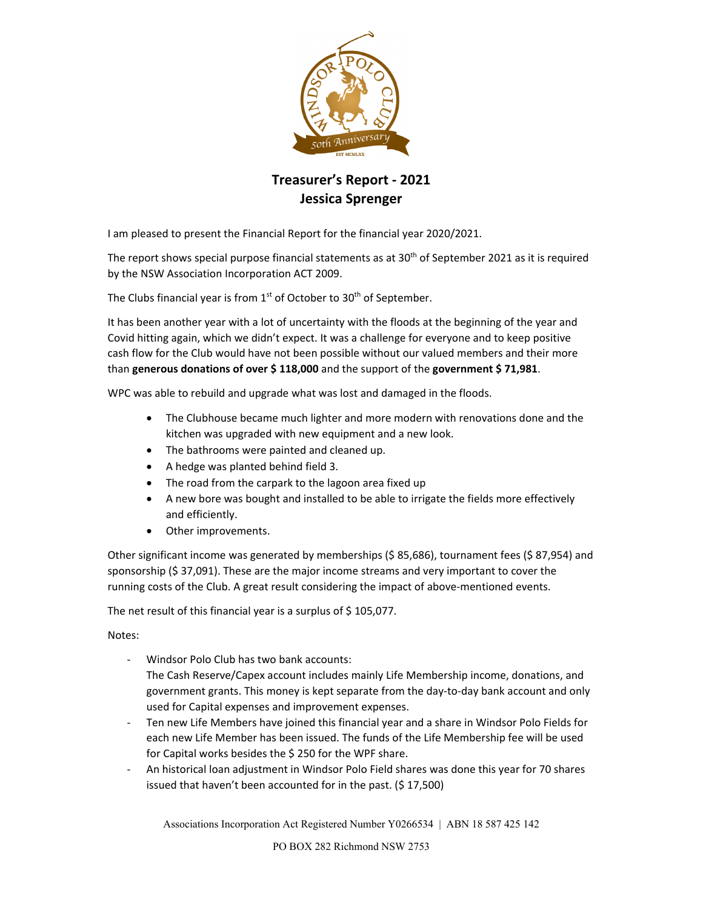# Treasurer's Report - 2021
## Jessica Sprenger

I am pleased to present the Financial Report for the financial year 2020/2021.

The report shows special purpose financial statements as at 30th of September 2021 as it is required by the NSW Association Incorporation ACT 2009.

The Clubs financial year is from 1st of October to 30th of September.

It has been another year with a lot of uncertainty with the floods at the beginning of the year and Covid hitting again, which we didn't expect. It was a challenge for everyone and to keep positive cash flow for the Club would have not been possible without our valued members and their more than **generous donations of over $ 118,000** and the support of the **government $ 71,981**.

WPC was able to rebuild and upgrade what was lost and damaged in the floods.

- The Clubhouse became much lighter and more modern with renovations done and the kitchen was upgraded with new equipment and a new look.
- The bathrooms were painted and cleaned up.
- A hedge was planted behind field 3.
- The road from the carpark to the lagoon area fixed up
- A new bore was bought and installed to be able to irrigate the fields more effectively and efficiently.
- Other improvements.

Other significant income was generated by memberships ($ 85,686), tournament fees ($ 87,954) and sponsorship ($ 37,091). These are the major income streams and very important to cover the running costs of the Club. A great result considering the impact of above-mentioned events.

The net result of this financial year is a surplus of $ 105,077.

Notes:

- Windsor Polo Club has two bank accounts:
  The Cash Reserve/Capex account includes mainly Life Membership income, donations, and government grants. This money is kept separate from the day-to-day bank account and only used for Capital expenses and improvement expenses.
- Ten new Life Members have joined this financial year and a share in Windsor Polo Fields for each new Life Member has been issued. The funds of the Life Membership fee will be used for Capital works besides the $ 250 for the WPF share.
- An historical loan adjustment in Windsor Polo Field shares was done this year for 70 shares issued that haven't been accounted for in the past. ($ 17,500)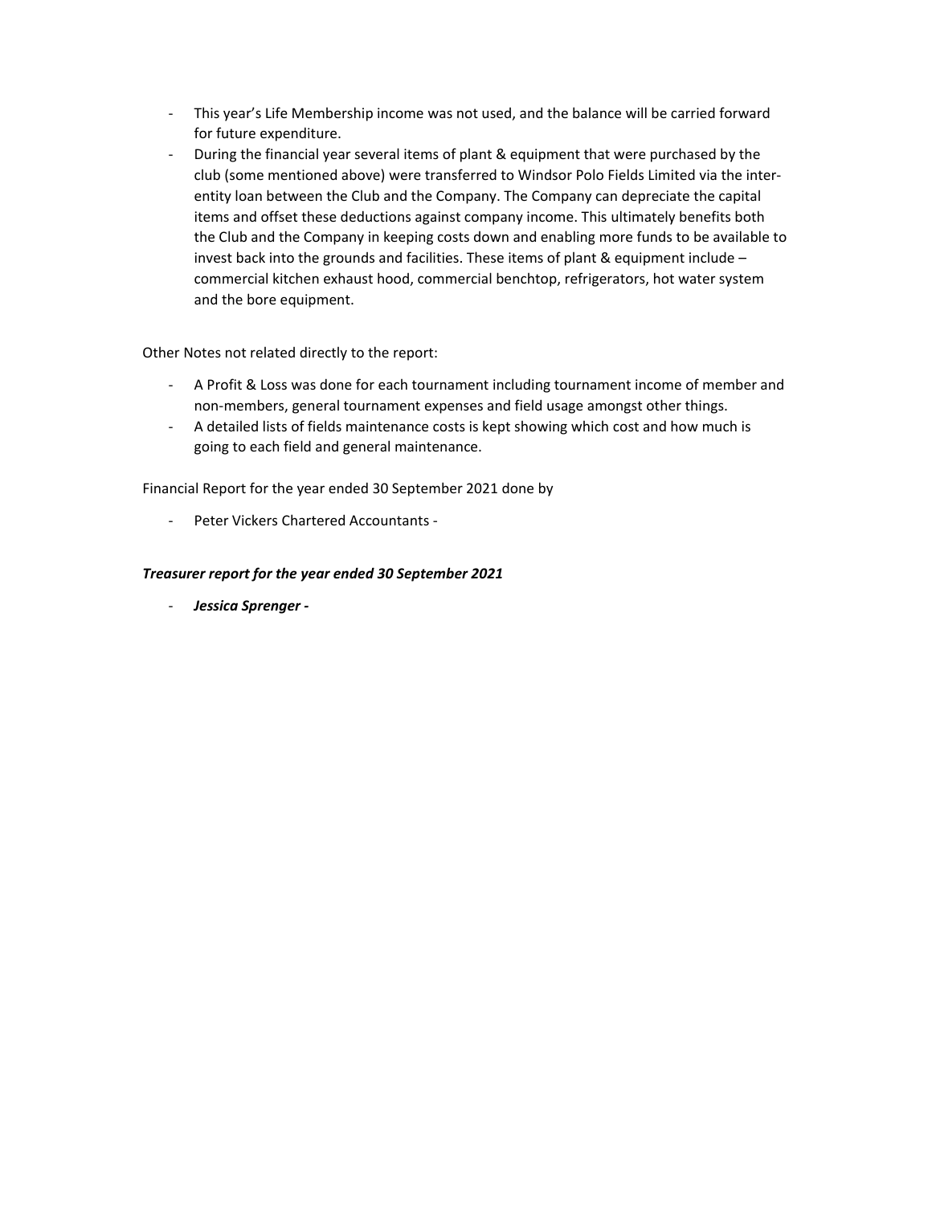- This year's Life Membership income was not used, and the balance will be carried forward for future expenditure.
- During the financial year several items of plant & equipment that were purchased by the club (some mentioned above) were transferred to Windsor Polo Fields Limited via the inter-entity loan between the Club and the Company. The Company can depreciate the capital items and offset these deductions against company income. This ultimately benefits both the Club and the Company in keeping costs down and enabling more funds to be available to invest back into the grounds and facilities. These items of plant & equipment include – commercial kitchen exhaust hood, commercial benchtop, refrigerators, hot water system and the bore equipment.

Other Notes not related directly to the report:

- A Profit & Loss was done for each tournament including tournament income of member and non-members, general tournament expenses and field usage amongst other things.
- A detailed lists of fields maintenance costs is kept showing which cost and how much is going to each field and general maintenance.

Financial Report for the year ended 30 September 2021 done by

- Peter Vickers Chartered Accountants -

***Treasurer report for the year ended 30 September 2021***

- ***Jessica Sprenger -***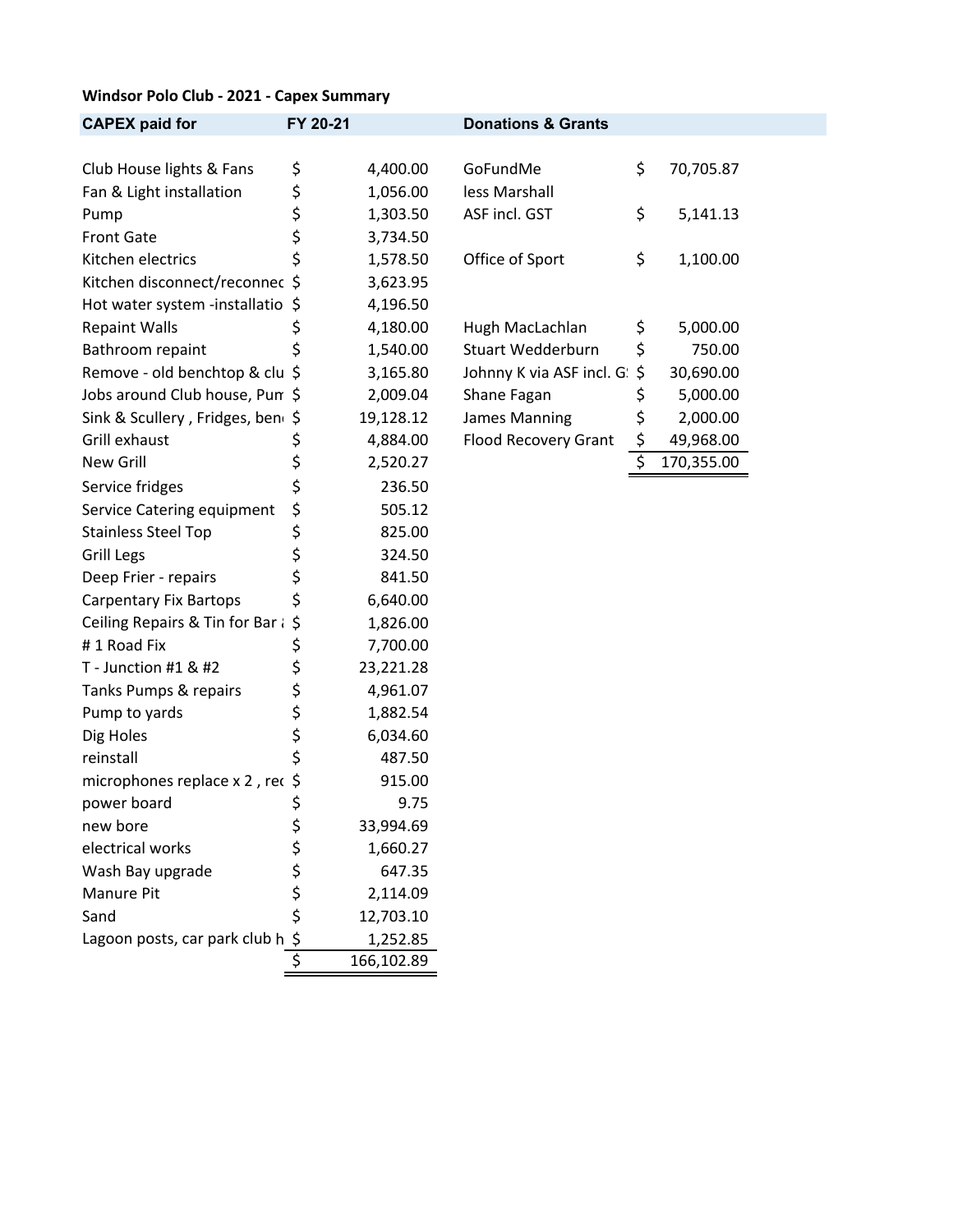**Windsor Polo Club - 2021 - Capex Summary**

| CAPEX paid for | FY 20-21 | Donations & Grants | |
|---|---|---|---|
| Club House lights & Fans | $ 4,400.00 | GoFundMe | $ 70,705.87 |
| Fan & Light installation | $ 1,056.00 | less Marshall | |
| Pump | $ 1,303.50 | ASF incl. GST | $ 5,141.13 |
| Front Gate | $ 3,734.50 | | |
| Kitchen electrics | $ 1,578.50 | Office of Sport | $ 1,100.00 |
| Kitchen disconnect/reconnec | $ 3,623.95 | | |
| Hot water system -installatio | $ 4,196.50 | | |
| Repaint Walls | $ 4,180.00 | Hugh MacLachlan | $ 5,000.00 |
| Bathroom repaint | $ 1,540.00 | Stuart Wedderburn | $ 750.00 |
| Remove - old benchtop & clu | $ 3,165.80 | Johnny K via ASF incl. G | $ 30,690.00 |
| Jobs around Club house, Pum | $ 2,009.04 | Shane Fagan | $ 5,000.00 |
| Sink & Scullery , Fridges, ben | $ 19,128.12 | James Manning | $ 2,000.00 |
| Grill exhaust | $ 4,884.00 | Flood Recovery Grant | $ 49,968.00 |
| New Grill | $ 2,520.27 | | $ 170,355.00 |
| Service fridges | $ 236.50 | | |
| Service Catering equipment | $ 505.12 | | |
| Stainless Steel Top | $ 825.00 | | |
| Grill Legs | $ 324.50 | | |
| Deep Frier - repairs | $ 841.50 | | |
| Carpentary Fix Bartops | $ 6,640.00 | | |
| Ceiling Repairs & Tin for Bar | $ 1,826.00 | | |
| # 1 Road Fix | $ 7,700.00 | | |
| T - Junction #1 & #2 | $ 23,221.28 | | |
| Tanks Pumps & repairs | $ 4,961.07 | | |
| Pump to yards | $ 1,882.54 | | |
| Dig Holes | $ 6,034.60 | | |
| reinstall | $ 487.50 | | |
| microphones replace x 2 , rec | $ 915.00 | | |
| power board | $ 9.75 | | |
| new bore | $ 33,994.69 | | |
| electrical works | $ 1,660.27 | | |
| Wash Bay upgrade | $ 647.35 | | |
| Manure Pit | $ 2,114.09 | | |
| Sand | $ 12,703.10 | | |
| Lagoon posts, car park club h | $ 1,252.85 | | |
| | $ 166,102.89 | | |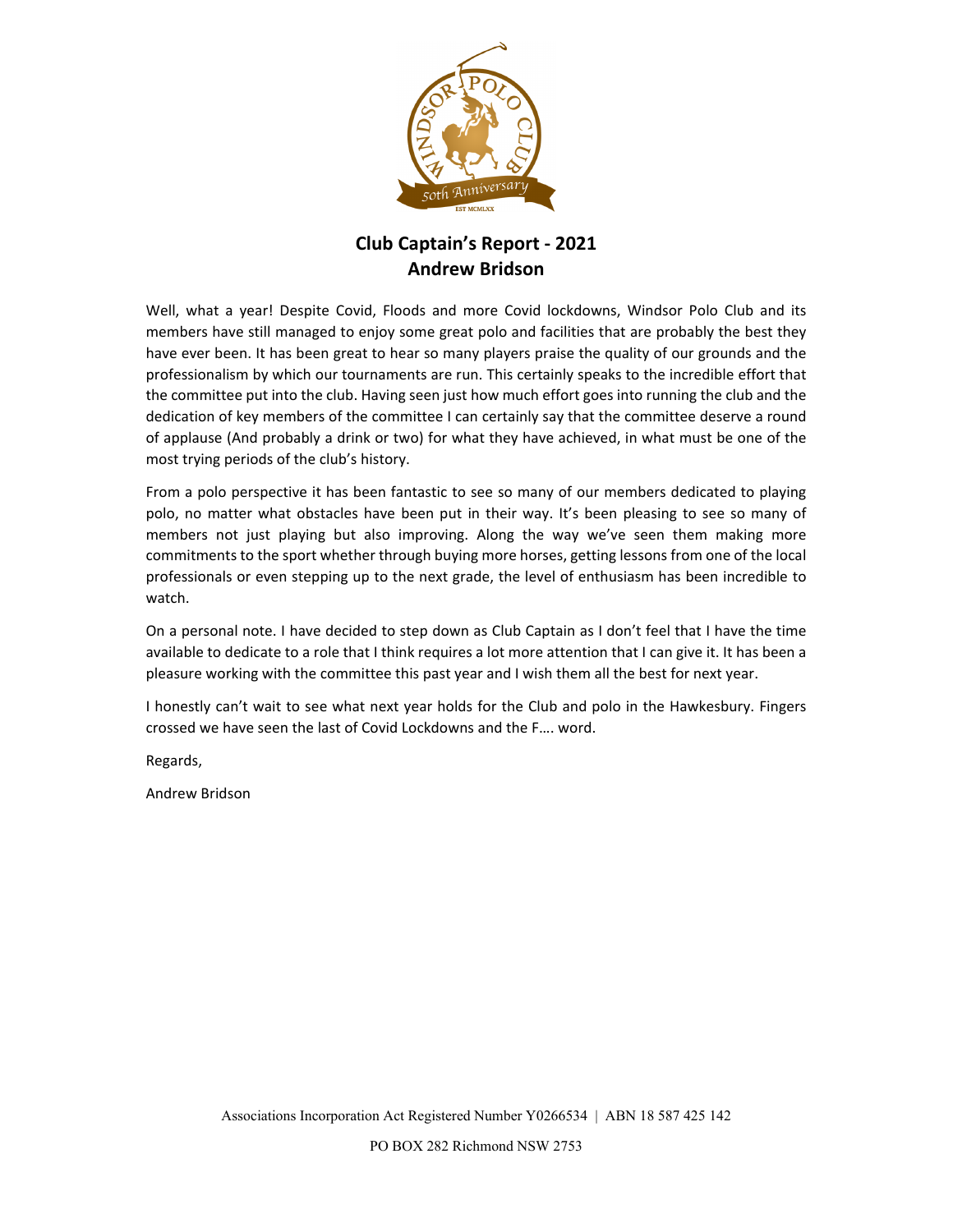# Club Captain's Report - 2021
## Andrew Bridson

Well, what a year! Despite Covid, Floods and more Covid lockdowns, Windsor Polo Club and its members have still managed to enjoy some great polo and facilities that are probably the best they have ever been. It has been great to hear so many players praise the quality of our grounds and the professionalism by which our tournaments are run. This certainly speaks to the incredible effort that the committee put into the club. Having seen just how much effort goes into running the club and the dedication of key members of the committee I can certainly say that the committee deserve a round of applause (And probably a drink or two) for what they have achieved, in what must be one of the most trying periods of the club's history.

From a polo perspective it has been fantastic to see so many of our members dedicated to playing polo, no matter what obstacles have been put in their way. It's been pleasing to see so many of members not just playing but also improving. Along the way we've seen them making more commitments to the sport whether through buying more horses, getting lessons from one of the local professionals or even stepping up to the next grade, the level of enthusiasm has been incredible to watch.

On a personal note. I have decided to step down as Club Captain as I don't feel that I have the time available to dedicate to a role that I think requires a lot more attention that I can give it. It has been a pleasure working with the committee this past year and I wish them all the best for next year.

I honestly can't wait to see what next year holds for the Club and polo in the Hawkesbury. Fingers crossed we have seen the last of Covid Lockdowns and the F…. word.

Regards,

Andrew Bridson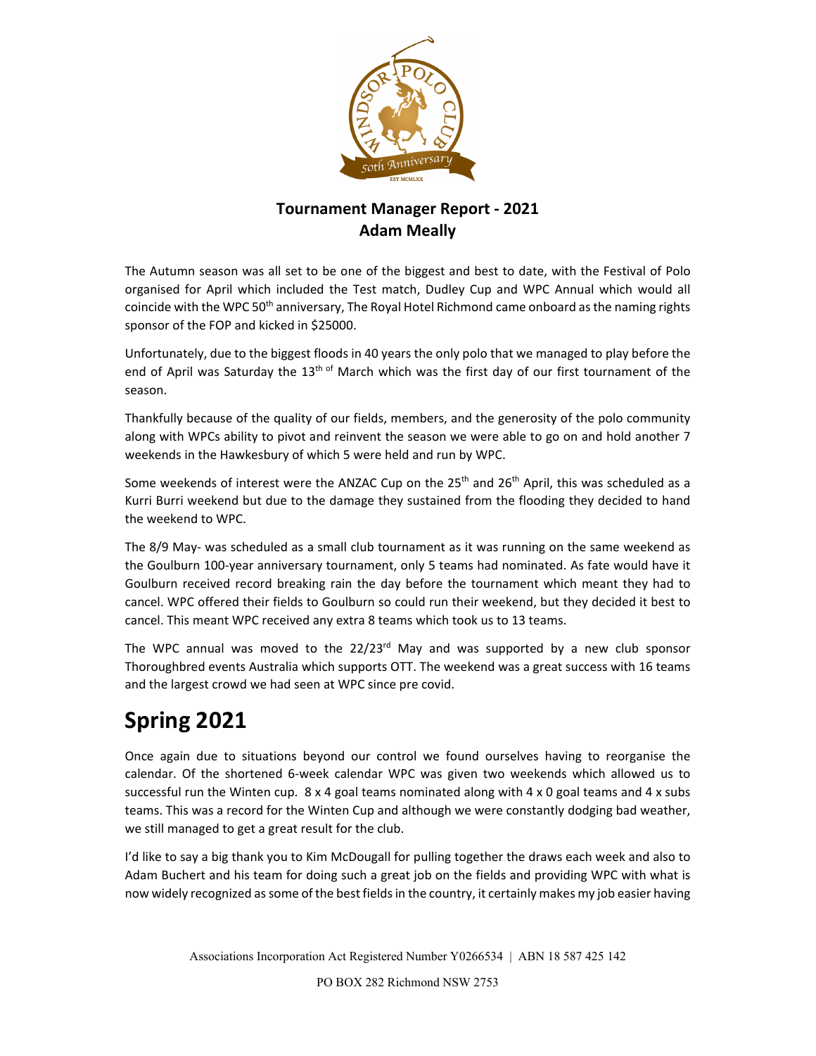## Tournament Manager Report - 2021
## Adam Meally

The Autumn season was all set to be one of the biggest and best to date, with the Festival of Polo organised for April which included the Test match, Dudley Cup and WPC Annual which would all coincide with the WPC 50th anniversary, The Royal Hotel Richmond came onboard as the naming rights sponsor of the FOP and kicked in $25000.

Unfortunately, due to the biggest floods in 40 years the only polo that we managed to play before the end of April was Saturday the 13th of March which was the first day of our first tournament of the season.

Thankfully because of the quality of our fields, members, and the generosity of the polo community along with WPCs ability to pivot and reinvent the season we were able to go on and hold another 7 weekends in the Hawkesbury of which 5 were held and run by WPC.

Some weekends of interest were the ANZAC Cup on the 25th and 26th April, this was scheduled as a Kurri Burri weekend but due to the damage they sustained from the flooding they decided to hand the weekend to WPC.

The 8/9 May- was scheduled as a small club tournament as it was running on the same weekend as the Goulburn 100-year anniversary tournament, only 5 teams had nominated. As fate would have it Goulburn received record breaking rain the day before the tournament which meant they had to cancel. WPC offered their fields to Goulburn so could run their weekend, but they decided it best to cancel. This meant WPC received any extra 8 teams which took us to 13 teams.

The WPC annual was moved to the 22/23rd May and was supported by a new club sponsor Thoroughbred events Australia which supports OTT. The weekend was a great success with 16 teams and the largest crowd we had seen at WPC since pre covid.

# Spring 2021

Once again due to situations beyond our control we found ourselves having to reorganise the calendar. Of the shortened 6-week calendar WPC was given two weekends which allowed us to successful run the Winten cup. 8 x 4 goal teams nominated along with 4 x 0 goal teams and 4 x subs teams. This was a record for the Winten Cup and although we were constantly dodging bad weather, we still managed to get a great result for the club.

I'd like to say a big thank you to Kim McDougall for pulling together the draws each week and also to Adam Buchert and his team for doing such a great job on the fields and providing WPC with what is now widely recognized as some of the best fields in the country, it certainly makes my job easier having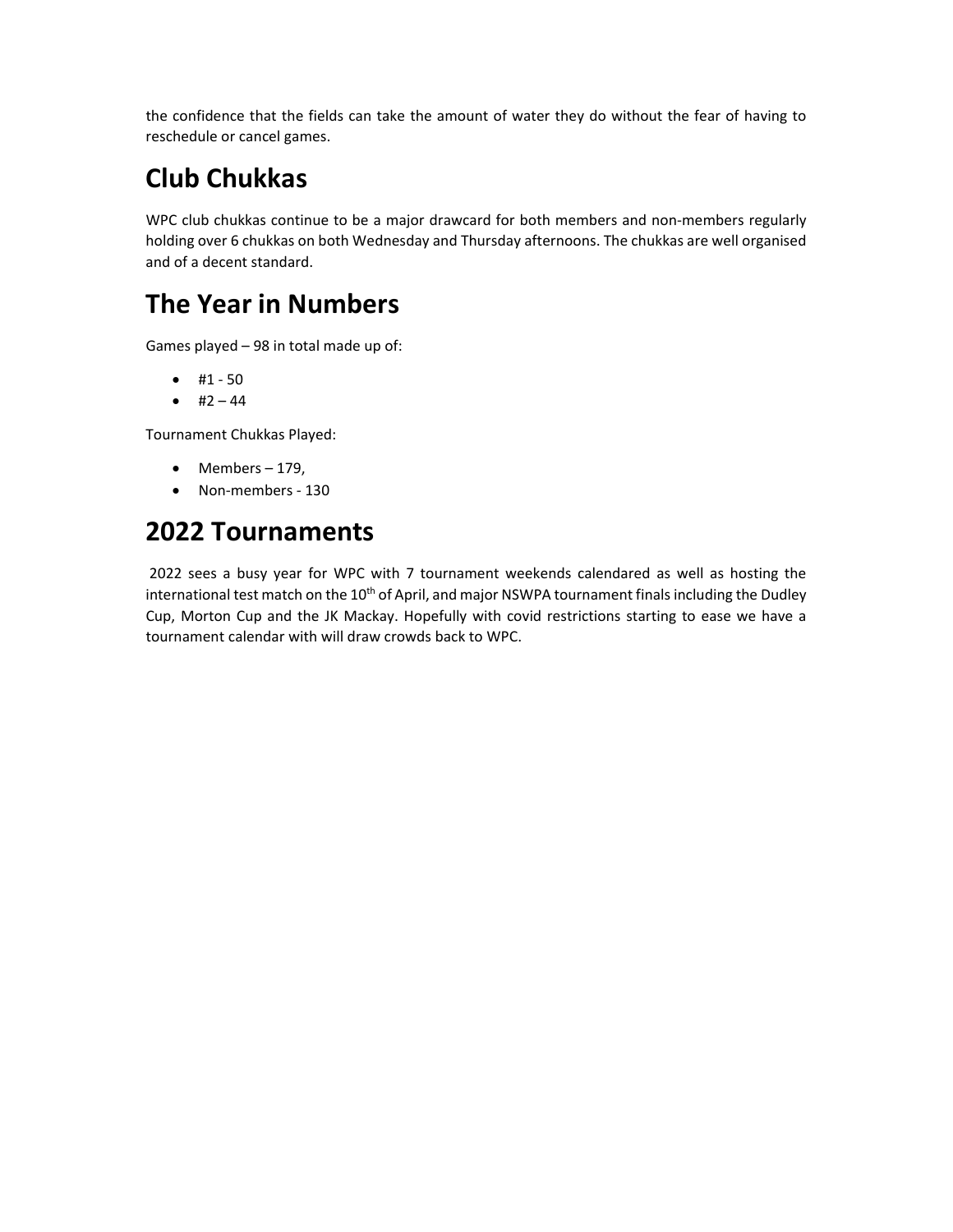the confidence that the fields can take the amount of water they do without the fear of having to reschedule or cancel games.

# Club Chukkas

WPC club chukkas continue to be a major drawcard for both members and non-members regularly holding over 6 chukkas on both Wednesday and Thursday afternoons. The chukkas are well organised and of a decent standard.

# The Year in Numbers

Games played – 98 in total made up of:

- #1 - 50
- #2 – 44

Tournament Chukkas Played:

- Members – 179,
- Non-members - 130

# 2022 Tournaments

2022 sees a busy year for WPC with 7 tournament weekends calendared as well as hosting the international test match on the 10th of April, and major NSWPA tournament finals including the Dudley Cup, Morton Cup and the JK Mackay. Hopefully with covid restrictions starting to ease we have a tournament calendar with will draw crowds back to WPC.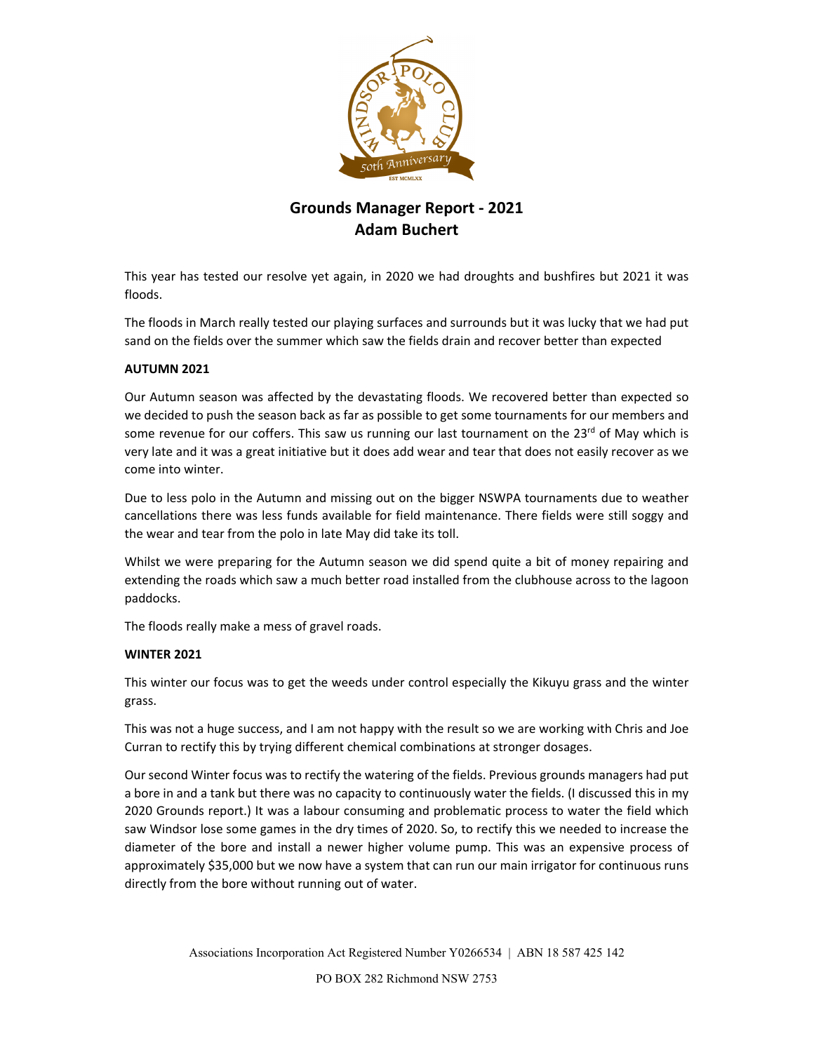# Grounds Manager Report - 2021
## Adam Buchert

This year has tested our resolve yet again, in 2020 we had droughts and bushfires but 2021 it was floods.

The floods in March really tested our playing surfaces and surrounds but it was lucky that we had put sand on the fields over the summer which saw the fields drain and recover better than expected

**AUTUMN 2021**

Our Autumn season was affected by the devastating floods. We recovered better than expected so we decided to push the season back as far as possible to get some tournaments for our members and some revenue for our coffers. This saw us running our last tournament on the 23rd of May which is very late and it was a great initiative but it does add wear and tear that does not easily recover as we come into winter.

Due to less polo in the Autumn and missing out on the bigger NSWPA tournaments due to weather cancellations there was less funds available for field maintenance. There fields were still soggy and the wear and tear from the polo in late May did take its toll.

Whilst we were preparing for the Autumn season we did spend quite a bit of money repairing and extending the roads which saw a much better road installed from the clubhouse across to the lagoon paddocks.

The floods really make a mess of gravel roads.

**WINTER 2021**

This winter our focus was to get the weeds under control especially the Kikuyu grass and the winter grass.

This was not a huge success, and I am not happy with the result so we are working with Chris and Joe Curran to rectify this by trying different chemical combinations at stronger dosages.

Our second Winter focus was to rectify the watering of the fields. Previous grounds managers had put a bore in and a tank but there was no capacity to continuously water the fields. (I discussed this in my 2020 Grounds report.) It was a labour consuming and problematic process to water the field which saw Windsor lose some games in the dry times of 2020. So, to rectify this we needed to increase the diameter of the bore and install a newer higher volume pump. This was an expensive process of approximately $35,000 but we now have a system that can run our main irrigator for continuous runs directly from the bore without running out of water.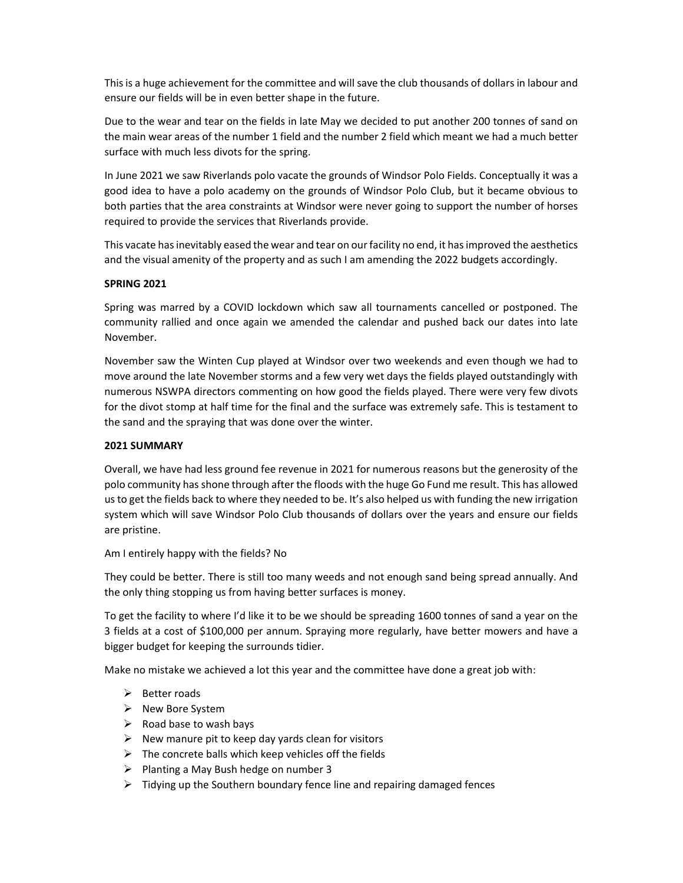This is a huge achievement for the committee and will save the club thousands of dollars in labour and ensure our fields will be in even better shape in the future.

Due to the wear and tear on the fields in late May we decided to put another 200 tonnes of sand on the main wear areas of the number 1 field and the number 2 field which meant we had a much better surface with much less divots for the spring.

In June 2021 we saw Riverlands polo vacate the grounds of Windsor Polo Fields. Conceptually it was a good idea to have a polo academy on the grounds of Windsor Polo Club, but it became obvious to both parties that the area constraints at Windsor were never going to support the number of horses required to provide the services that Riverlands provide.

This vacate has inevitably eased the wear and tear on our facility no end, it has improved the aesthetics and the visual amenity of the property and as such I am amending the 2022 budgets accordingly.

**SPRING 2021**

Spring was marred by a COVID lockdown which saw all tournaments cancelled or postponed. The community rallied and once again we amended the calendar and pushed back our dates into late November.

November saw the Winten Cup played at Windsor over two weekends and even though we had to move around the late November storms and a few very wet days the fields played outstandingly with numerous NSWPA directors commenting on how good the fields played. There were very few divots for the divot stomp at half time for the final and the surface was extremely safe. This is testament to the sand and the spraying that was done over the winter.

**2021 SUMMARY**

Overall, we have had less ground fee revenue in 2021 for numerous reasons but the generosity of the polo community has shone through after the floods with the huge Go Fund me result. This has allowed us to get the fields back to where they needed to be. It's also helped us with funding the new irrigation system which will save Windsor Polo Club thousands of dollars over the years and ensure our fields are pristine.

Am I entirely happy with the fields? No

They could be better. There is still too many weeds and not enough sand being spread annually. And the only thing stopping us from having better surfaces is money.

To get the facility to where I'd like it to be we should be spreading 1600 tonnes of sand a year on the 3 fields at a cost of $100,000 per annum. Spraying more regularly, have better mowers and have a bigger budget for keeping the surrounds tidier.

Make no mistake we achieved a lot this year and the committee have done a great job with:

- Better roads
- New Bore System
- Road base to wash bays
- New manure pit to keep day yards clean for visitors
- The concrete balls which keep vehicles off the fields
- Planting a May Bush hedge on number 3
- Tidying up the Southern boundary fence line and repairing damaged fences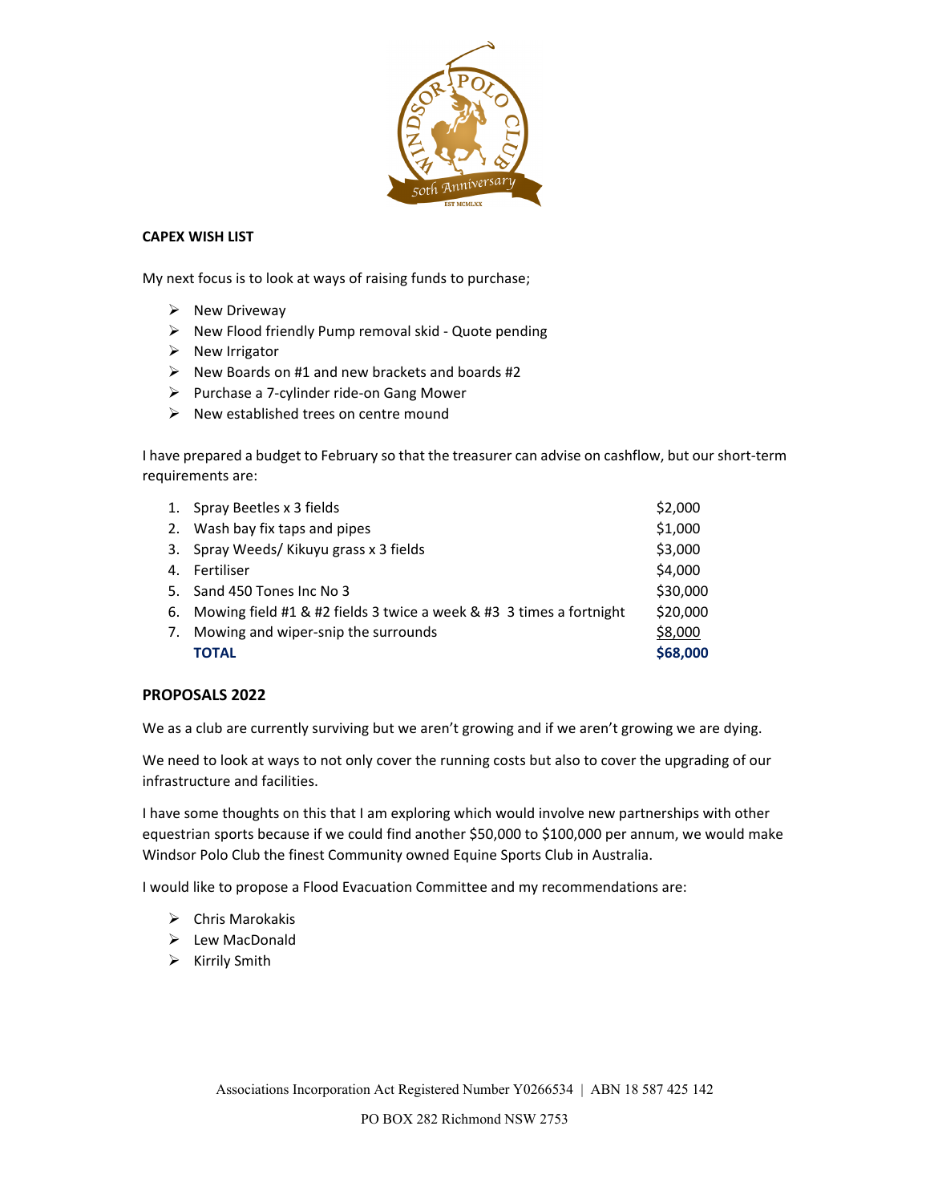**CAPEX WISH LIST**

My next focus is to look at ways of raising funds to purchase;

- New Driveway
- New Flood friendly Pump removal skid - Quote pending
- New Irrigator
- New Boards on #1 and new brackets and boards #2
- Purchase a 7-cylinder ride-on Gang Mower
- New established trees on centre mound

I have prepared a budget to February so that the treasurer can advise on cashflow, but our short-term requirements are:

| | Item | Amount |
|---|---|---|
| 1. | Spray Beetles x 3 fields | $2,000 |
| 2. | Wash bay fix taps and pipes | $1,000 |
| 3. | Spray Weeds/ Kikuyu grass x 3 fields | $3,000 |
| 4. | Fertiliser | $4,000 |
| 5. | Sand 450 Tones Inc No 3 | $30,000 |
| 6. | Mowing field #1 & #2 fields 3 twice a week & #3 3 times a fortnight | $20,000 |
| 7. | Mowing and wiper-snip the surrounds | $8,000 |
| | **TOTAL** | **$68,000** |

## PROPOSALS 2022

We as a club are currently surviving but we aren't growing and if we aren't growing we are dying.

We need to look at ways to not only cover the running costs but also to cover the upgrading of our infrastructure and facilities.

I have some thoughts on this that I am exploring which would involve new partnerships with other equestrian sports because if we could find another $50,000 to $100,000 per annum, we would make Windsor Polo Club the finest Community owned Equine Sports Club in Australia.

I would like to propose a Flood Evacuation Committee and my recommendations are:

- Chris Marokakis
- Lew MacDonald
- Kirrily Smith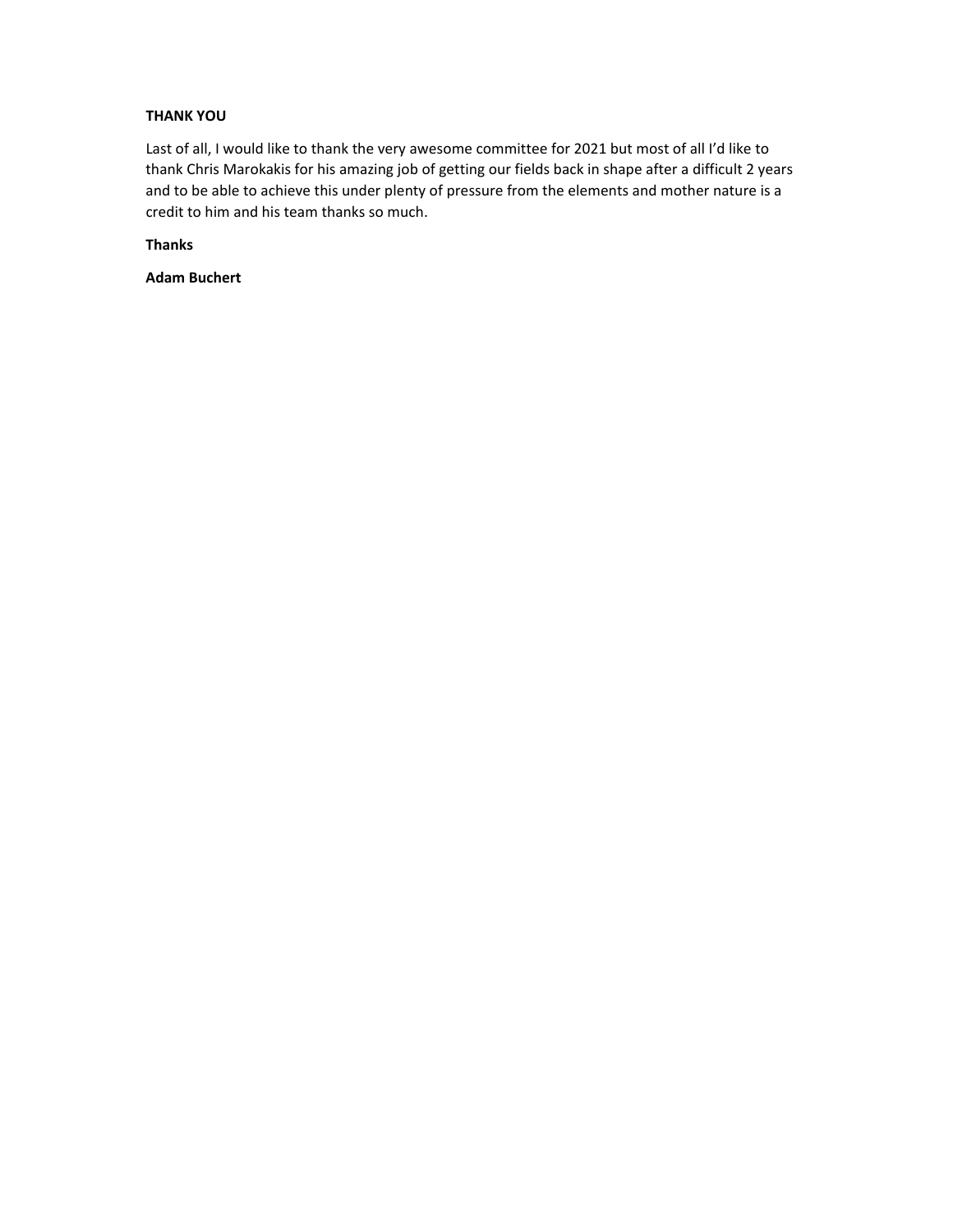**THANK YOU**

Last of all, I would like to thank the very awesome committee for 2021 but most of all I'd like to thank Chris Marokakis for his amazing job of getting our fields back in shape after a difficult 2 years and to be able to achieve this under plenty of pressure from the elements and mother nature is a credit to him and his team thanks so much.

**Thanks**

**Adam Buchert**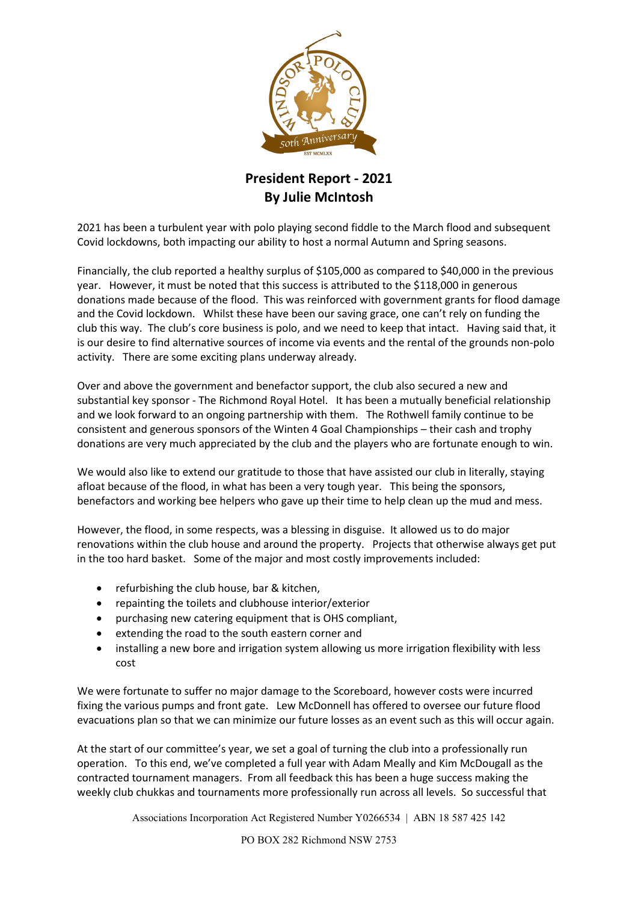# President Report - 2021
## By Julie McIntosh

2021 has been a turbulent year with polo playing second fiddle to the March flood and subsequent Covid lockdowns, both impacting our ability to host a normal Autumn and Spring seasons.

Financially, the club reported a healthy surplus of $105,000 as compared to $40,000 in the previous year. However, it must be noted that this success is attributed to the $118,000 in generous donations made because of the flood. This was reinforced with government grants for flood damage and the Covid lockdown. Whilst these have been our saving grace, one can't rely on funding the club this way. The club's core business is polo, and we need to keep that intact. Having said that, it is our desire to find alternative sources of income via events and the rental of the grounds non-polo activity. There are some exciting plans underway already.

Over and above the government and benefactor support, the club also secured a new and substantial key sponsor - The Richmond Royal Hotel. It has been a mutually beneficial relationship and we look forward to an ongoing partnership with them. The Rothwell family continue to be consistent and generous sponsors of the Winten 4 Goal Championships – their cash and trophy donations are very much appreciated by the club and the players who are fortunate enough to win.

We would also like to extend our gratitude to those that have assisted our club in literally, staying afloat because of the flood, in what has been a very tough year. This being the sponsors, benefactors and working bee helpers who gave up their time to help clean up the mud and mess.

However, the flood, in some respects, was a blessing in disguise. It allowed us to do major renovations within the club house and around the property. Projects that otherwise always get put in the too hard basket. Some of the major and most costly improvements included:

- refurbishing the club house, bar & kitchen,
- repainting the toilets and clubhouse interior/exterior
- purchasing new catering equipment that is OHS compliant,
- extending the road to the south eastern corner and
- installing a new bore and irrigation system allowing us more irrigation flexibility with less cost

We were fortunate to suffer no major damage to the Scoreboard, however costs were incurred fixing the various pumps and front gate. Lew McDonnell has offered to oversee our future flood evacuations plan so that we can minimize our future losses as an event such as this will occur again.

At the start of our committee's year, we set a goal of turning the club into a professionally run operation. To this end, we've completed a full year with Adam Meally and Kim McDougall as the contracted tournament managers. From all feedback this has been a huge success making the weekly club chukkas and tournaments more professionally run across all levels. So successful that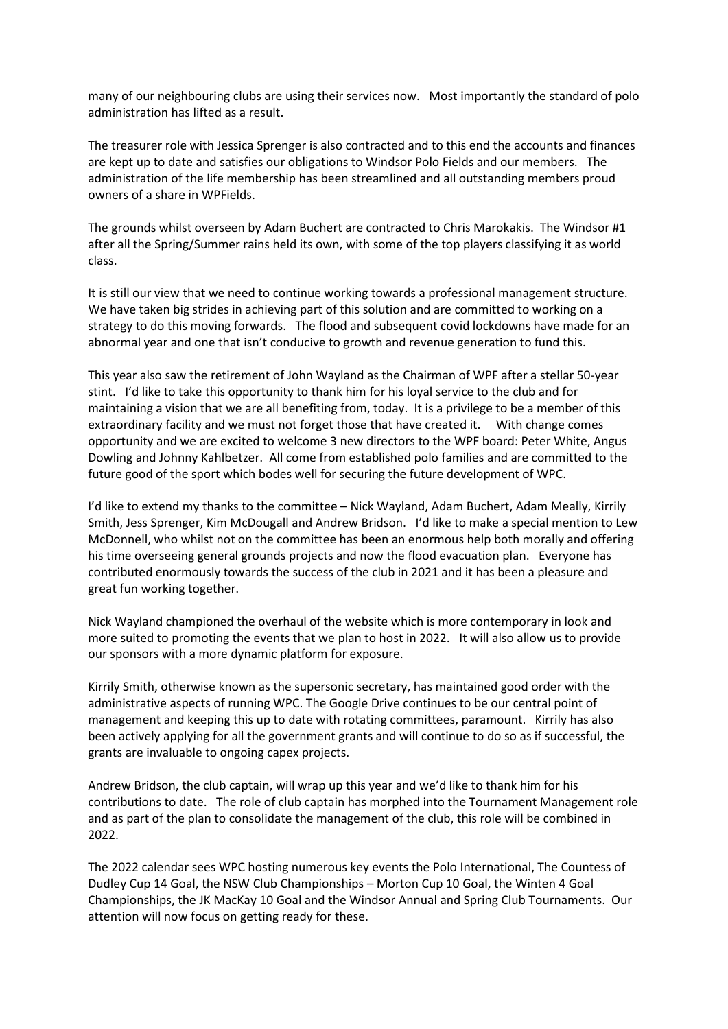many of our neighbouring clubs are using their services now. Most importantly the standard of polo administration has lifted as a result.

The treasurer role with Jessica Sprenger is also contracted and to this end the accounts and finances are kept up to date and satisfies our obligations to Windsor Polo Fields and our members. The administration of the life membership has been streamlined and all outstanding members proud owners of a share in WPFields.

The grounds whilst overseen by Adam Buchert are contracted to Chris Marokakis. The Windsor #1 after all the Spring/Summer rains held its own, with some of the top players classifying it as world class.

It is still our view that we need to continue working towards a professional management structure. We have taken big strides in achieving part of this solution and are committed to working on a strategy to do this moving forwards. The flood and subsequent covid lockdowns have made for an abnormal year and one that isn't conducive to growth and revenue generation to fund this.

This year also saw the retirement of John Wayland as the Chairman of WPF after a stellar 50-year stint. I'd like to take this opportunity to thank him for his loyal service to the club and for maintaining a vision that we are all benefiting from, today. It is a privilege to be a member of this extraordinary facility and we must not forget those that have created it. With change comes opportunity and we are excited to welcome 3 new directors to the WPF board: Peter White, Angus Dowling and Johnny Kahlbetzer. All come from established polo families and are committed to the future good of the sport which bodes well for securing the future development of WPC.

I'd like to extend my thanks to the committee – Nick Wayland, Adam Buchert, Adam Meally, Kirrily Smith, Jess Sprenger, Kim McDougall and Andrew Bridson. I'd like to make a special mention to Lew McDonnell, who whilst not on the committee has been an enormous help both morally and offering his time overseeing general grounds projects and now the flood evacuation plan. Everyone has contributed enormously towards the success of the club in 2021 and it has been a pleasure and great fun working together.

Nick Wayland championed the overhaul of the website which is more contemporary in look and more suited to promoting the events that we plan to host in 2022. It will also allow us to provide our sponsors with a more dynamic platform for exposure.

Kirrily Smith, otherwise known as the supersonic secretary, has maintained good order with the administrative aspects of running WPC. The Google Drive continues to be our central point of management and keeping this up to date with rotating committees, paramount. Kirrily has also been actively applying for all the government grants and will continue to do so as if successful, the grants are invaluable to ongoing capex projects.

Andrew Bridson, the club captain, will wrap up this year and we'd like to thank him for his contributions to date. The role of club captain has morphed into the Tournament Management role and as part of the plan to consolidate the management of the club, this role will be combined in 2022.

The 2022 calendar sees WPC hosting numerous key events the Polo International, The Countess of Dudley Cup 14 Goal, the NSW Club Championships – Morton Cup 10 Goal, the Winten 4 Goal Championships, the JK MacKay 10 Goal and the Windsor Annual and Spring Club Tournaments. Our attention will now focus on getting ready for these.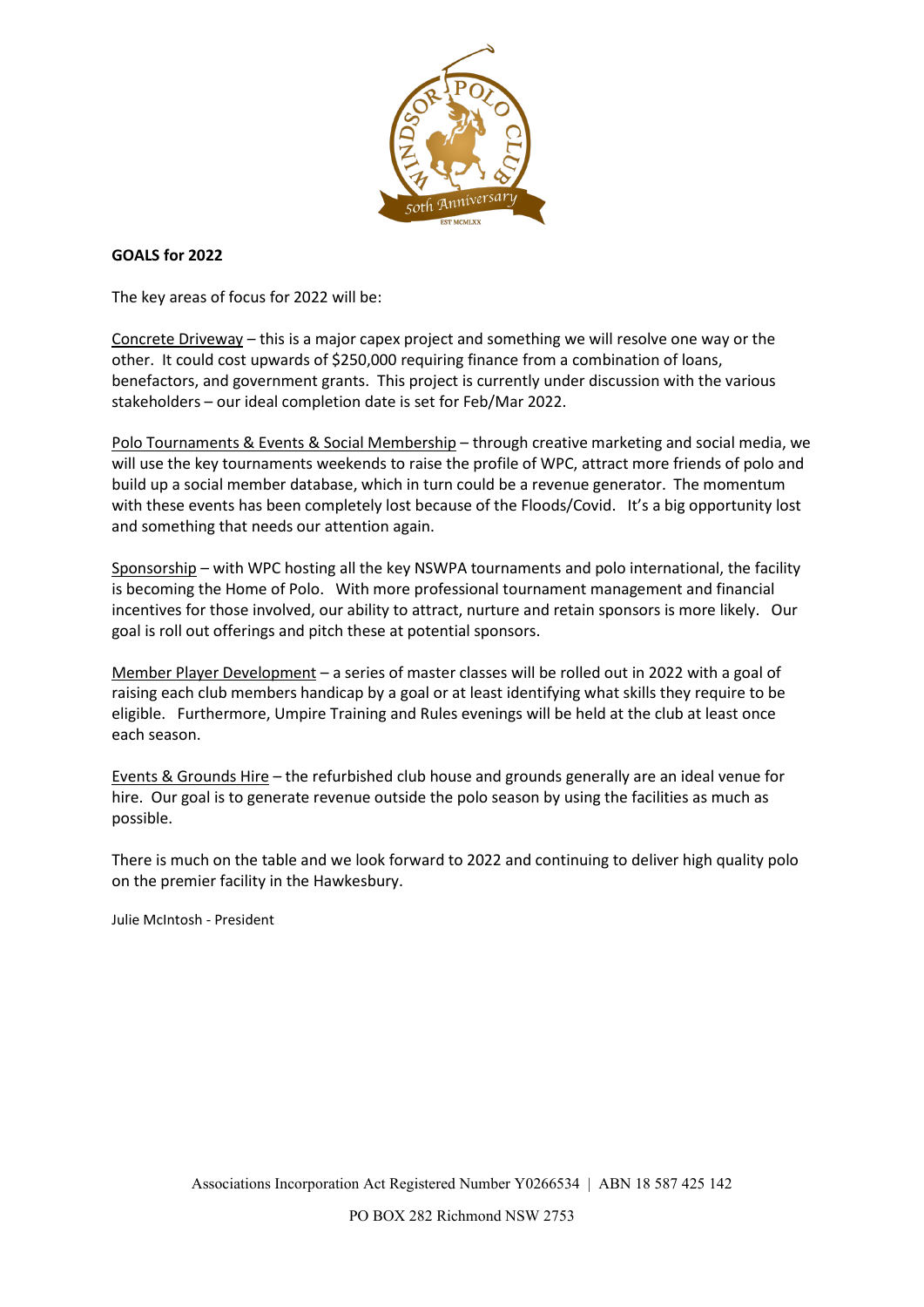**GOALS for 2022**

The key areas of focus for 2022 will be:

Concrete Driveway – this is a major capex project and something we will resolve one way or the other. It could cost upwards of $250,000 requiring finance from a combination of loans, benefactors, and government grants. This project is currently under discussion with the various stakeholders – our ideal completion date is set for Feb/Mar 2022.

Polo Tournaments & Events & Social Membership – through creative marketing and social media, we will use the key tournaments weekends to raise the profile of WPC, attract more friends of polo and build up a social member database, which in turn could be a revenue generator. The momentum with these events has been completely lost because of the Floods/Covid. It's a big opportunity lost and something that needs our attention again.

Sponsorship – with WPC hosting all the key NSWPA tournaments and polo international, the facility is becoming the Home of Polo. With more professional tournament management and financial incentives for those involved, our ability to attract, nurture and retain sponsors is more likely. Our goal is roll out offerings and pitch these at potential sponsors.

Member Player Development – a series of master classes will be rolled out in 2022 with a goal of raising each club members handicap by a goal or at least identifying what skills they require to be eligible. Furthermore, Umpire Training and Rules evenings will be held at the club at least once each season.

Events & Grounds Hire – the refurbished club house and grounds generally are an ideal venue for hire. Our goal is to generate revenue outside the polo season by using the facilities as much as possible.

There is much on the table and we look forward to 2022 and continuing to deliver high quality polo on the premier facility in the Hawkesbury.

Julie McIntosh - President

Associations Incorporation Act Registered Number Y0266534 | ABN 18 587 425 142

PO BOX 282 Richmond NSW 2753